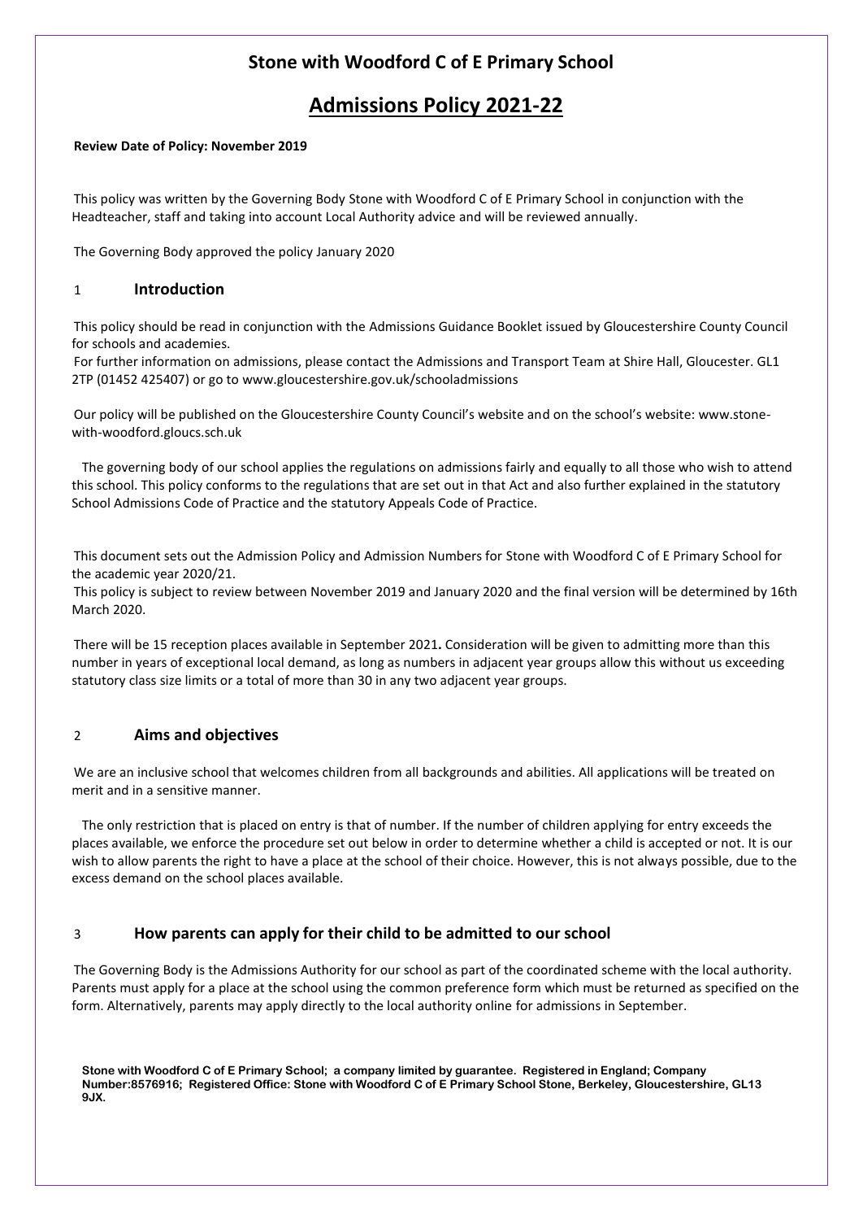# Stone with Woodford C of E Primary School

## Admissions Policy 2021-22

**Review Date of Policy: November 2019**

This policy was written by the Governing Body Stone with Woodford C of E Primary School in conjunction with the Headteacher, staff and taking into account Local Authority advice and will be reviewed annually.

The Governing Body approved the policy January 2020

### 1 Introduction

This policy should be read in conjunction with the Admissions Guidance Booklet issued by Gloucestershire County Council for schools and academies.

For further information on admissions, please contact the Admissions and Transport Team at Shire Hall, Gloucester. GL1 2TP (01452 425407) or go to www.gloucestershire.gov.uk/schooladmissions

Our policy will be published on the Gloucestershire County Council's website and on the school's website: www.stone-with-woodford.gloucs.sch.uk

The governing body of our school applies the regulations on admissions fairly and equally to all those who wish to attend this school. This policy conforms to the regulations that are set out in that Act and also further explained in the statutory School Admissions Code of Practice and the statutory Appeals Code of Practice.

This document sets out the Admission Policy and Admission Numbers for Stone with Woodford C of E Primary School for the academic year 2020/21.

This policy is subject to review between November 2019 and January 2020 and the final version will be determined by 16th March 2020.

There will be 15 reception places available in September 2021**.** Consideration will be given to admitting more than this number in years of exceptional local demand, as long as numbers in adjacent year groups allow this without us exceeding statutory class size limits or a total of more than 30 in any two adjacent year groups.

### 2 Aims and objectives

We are an inclusive school that welcomes children from all backgrounds and abilities. All applications will be treated on merit and in a sensitive manner.

The only restriction that is placed on entry is that of number. If the number of children applying for entry exceeds the places available, we enforce the procedure set out below in order to determine whether a child is accepted or not. It is our wish to allow parents the right to have a place at the school of their choice. However, this is not always possible, due to the excess demand on the school places available.

### 3 How parents can apply for their child to be admitted to our school

The Governing Body is the Admissions Authority for our school as part of the coordinated scheme with the local authority. Parents must apply for a place at the school using the common preference form which must be returned as specified on the form. Alternatively, parents may apply directly to the local authority online for admissions in September.

**Stone with Woodford C of E Primary School; a company limited by guarantee. Registered in England; Company Number:8576916; Registered Office: Stone with Woodford C of E Primary School Stone, Berkeley, Gloucestershire, GL13 9JX.**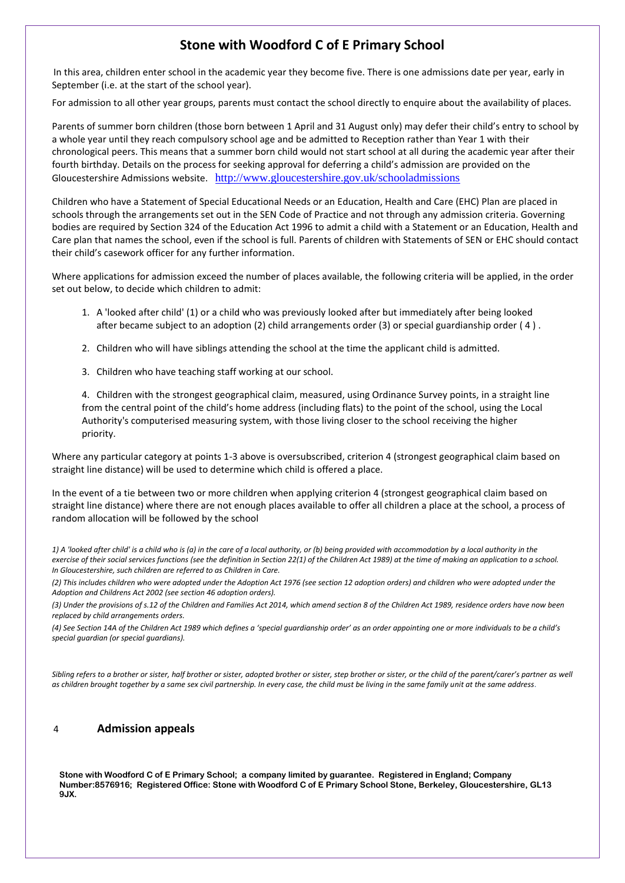# Stone with Woodford C of E Primary School

In this area, children enter school in the academic year they become five. There is one admissions date per year, early in September (i.e. at the start of the school year).

For admission to all other year groups, parents must contact the school directly to enquire about the availability of places.

Parents of summer born children (those born between 1 April and 31 August only) may defer their child's entry to school by a whole year until they reach compulsory school age and be admitted to Reception rather than Year 1 with their chronological peers. This means that a summer born child would not start school at all during the academic year after their fourth birthday. Details on the process for seeking approval for deferring a child's admission are provided on the Gloucestershire Admissions website. http://www.gloucestershire.gov.uk/schooladmissions

Children who have a Statement of Special Educational Needs or an Education, Health and Care (EHC) Plan are placed in schools through the arrangements set out in the SEN Code of Practice and not through any admission criteria. Governing bodies are required by Section 324 of the Education Act 1996 to admit a child with a Statement or an Education, Health and Care plan that names the school, even if the school is full. Parents of children with Statements of SEN or EHC should contact their child's casework officer for any further information.

Where applications for admission exceed the number of places available, the following criteria will be applied, in the order set out below, to decide which children to admit:

1. A 'looked after child' (1) or a child who was previously looked after but immediately after being looked after became subject to an adoption (2) child arrangements order (3) or special guardianship order ( 4 ) .

2. Children who will have siblings attending the school at the time the applicant child is admitted.

3. Children who have teaching staff working at our school.

4. Children with the strongest geographical claim, measured, using Ordinance Survey points, in a straight line from the central point of the child's home address (including flats) to the point of the school, using the Local Authority's computerised measuring system, with those living closer to the school receiving the higher priority.

Where any particular category at points 1-3 above is oversubscribed, criterion 4 (strongest geographical claim based on straight line distance) will be used to determine which child is offered a place.

In the event of a tie between two or more children when applying criterion 4 (strongest geographical claim based on straight line distance) where there are not enough places available to offer all children a place at the school, a process of random allocation will be followed by the school

*1) A 'looked after child' is a child who is (a) in the care of a local authority, or (b) being provided with accommodation by a local authority in the exercise of their social services functions (see the definition in Section 22(1) of the Children Act 1989) at the time of making an application to a school. In Gloucestershire, such children are referred to as Children in Care.*

*(2) This includes children who were adopted under the Adoption Act 1976 (see section 12 adoption orders) and children who were adopted under the Adoption and Childrens Act 2002 (see section 46 adoption orders).*

*(3) Under the provisions of s.12 of the Children and Families Act 2014, which amend section 8 of the Children Act 1989, residence orders have now been replaced by child arrangements orders.*

*(4) See Section 14A of the Children Act 1989 which defines a 'special guardianship order' as an order appointing one or more individuals to be a child's special guardian (or special guardians).*

*Sibling refers to a brother or sister, half brother or sister, adopted brother or sister, step brother or sister, or the child of the parent/carer's partner as well as children brought together by a same sex civil partnership. In every case, the child must be living in the same family unit at the same address.*

## 4 Admission appeals

**Stone with Woodford C of E Primary School; a company limited by guarantee. Registered in England; Company Number:8576916; Registered Office: Stone with Woodford C of E Primary School Stone, Berkeley, Gloucestershire, GL13 9JX.**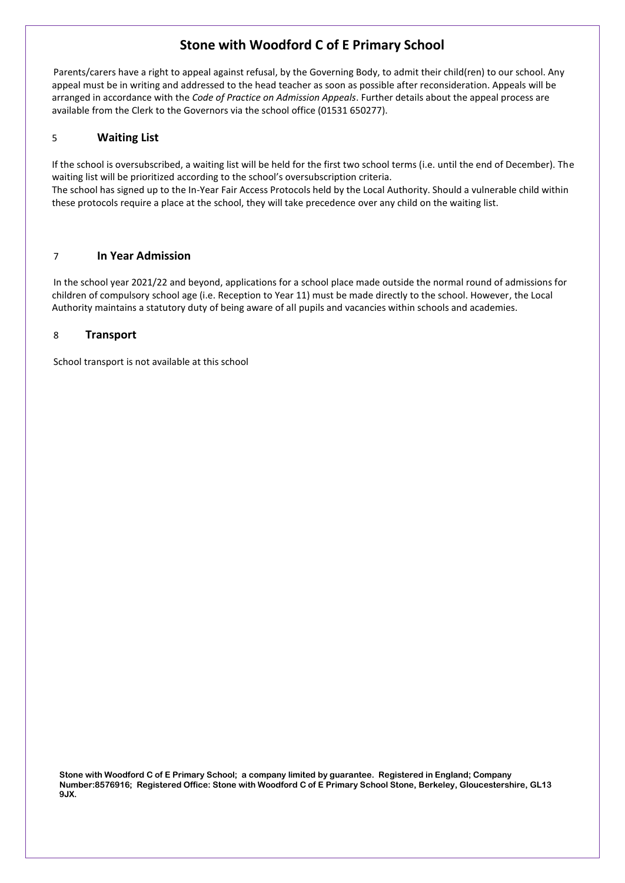# Stone with Woodford C of E Primary School

Parents/carers have a right to appeal against refusal, by the Governing Body, to admit their child(ren) to our school. Any appeal must be in writing and addressed to the head teacher as soon as possible after reconsideration. Appeals will be arranged in accordance with the *Code of Practice on Admission Appeals*. Further details about the appeal process are available from the Clerk to the Governors via the school office (01531 650277).

## 5 Waiting List

If the school is oversubscribed, a waiting list will be held for the first two school terms (i.e. until the end of December). The waiting list will be prioritized according to the school's oversubscription criteria.

The school has signed up to the In-Year Fair Access Protocols held by the Local Authority. Should a vulnerable child within these protocols require a place at the school, they will take precedence over any child on the waiting list.

## 7 In Year Admission

In the school year 2021/22 and beyond, applications for a school place made outside the normal round of admissions for children of compulsory school age (i.e. Reception to Year 11) must be made directly to the school. However, the Local Authority maintains a statutory duty of being aware of all pupils and vacancies within schools and academies.

## 8 Transport

School transport is not available at this school

**Stone with Woodford C of E Primary School; a company limited by guarantee. Registered in England; Company Number:8576916; Registered Office: Stone with Woodford C of E Primary School Stone, Berkeley, Gloucestershire, GL13 9JX.**